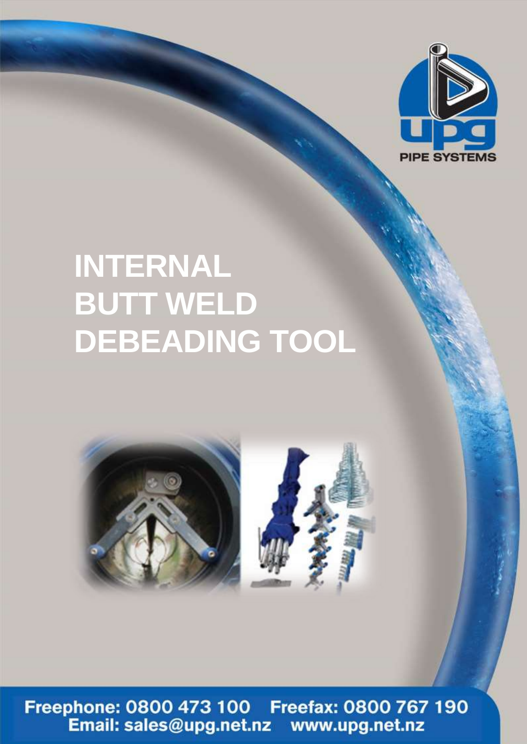upg

PIPE SYSTEMS

# INTERNAL BUTT WELD DEBEADING TOOL

**Freephone: 0800 473 100 Freefax: 0800 767 190**
**Email: sales@upg.net.nz www.upg.net.nz**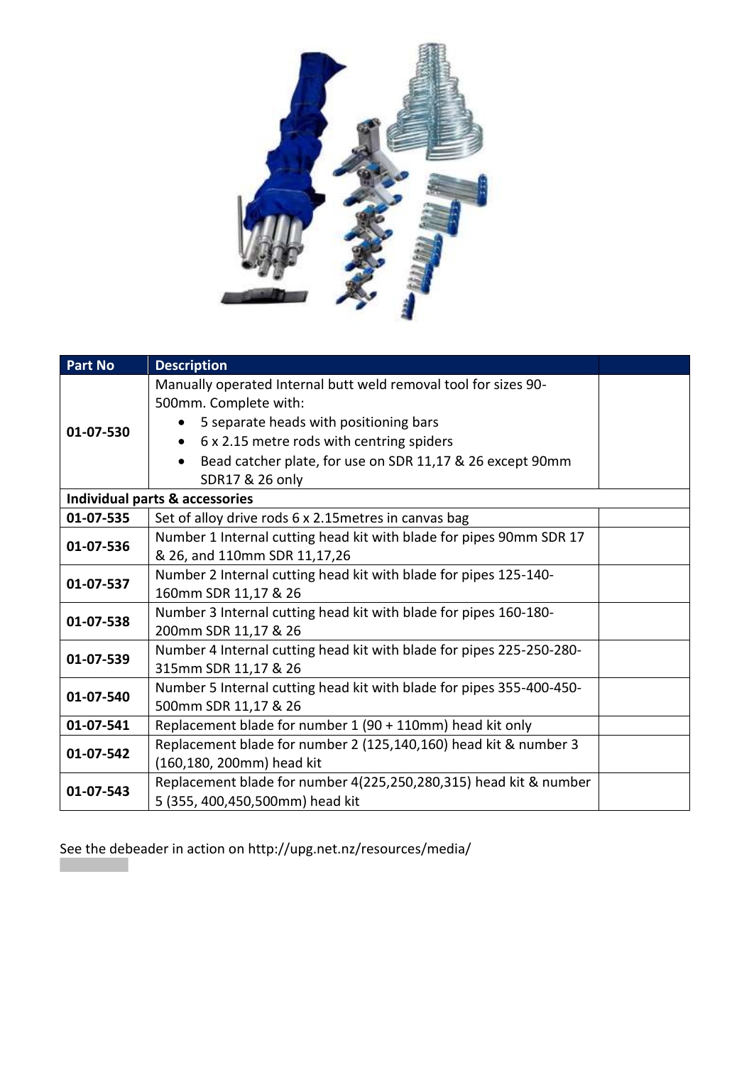| Part No | Description | |
|---|---|---|
| 01-07-530 | Manually operated Internal butt weld removal tool for sizes 90-500mm. Complete with: <br>• 5 separate heads with positioning bars <br>• 6 x 2.15 metre rods with centring spiders <br>• Bead catcher plate, for use on SDR 11,17 & 26 except 90mm SDR17 & 26 only | |
| **Individual parts & accessories** | | |
| 01-07-535 | Set of alloy drive rods 6 x 2.15metres in canvas bag | |
| 01-07-536 | Number 1 Internal cutting head kit with blade for pipes 90mm SDR 17 & 26, and 110mm SDR 11,17,26 | |
| 01-07-537 | Number 2 Internal cutting head kit with blade for pipes 125-140-160mm SDR 11,17 & 26 | |
| 01-07-538 | Number 3 Internal cutting head kit with blade for pipes 160-180-200mm SDR 11,17 & 26 | |
| 01-07-539 | Number 4 Internal cutting head kit with blade for pipes 225-250-280-315mm SDR 11,17 & 26 | |
| 01-07-540 | Number 5 Internal cutting head kit with blade for pipes 355-400-450-500mm SDR 11,17 & 26 | |
| 01-07-541 | Replacement blade for number 1 (90 + 110mm) head kit only | |
| 01-07-542 | Replacement blade for number 2 (125,140,160) head kit & number 3 (160,180, 200mm) head kit | |
| 01-07-543 | Replacement blade for number 4(225,250,280,315) head kit & number 5 (355, 400,450,500mm) head kit | |

See the debeader in action on http://upg.net.nz/resources/media/